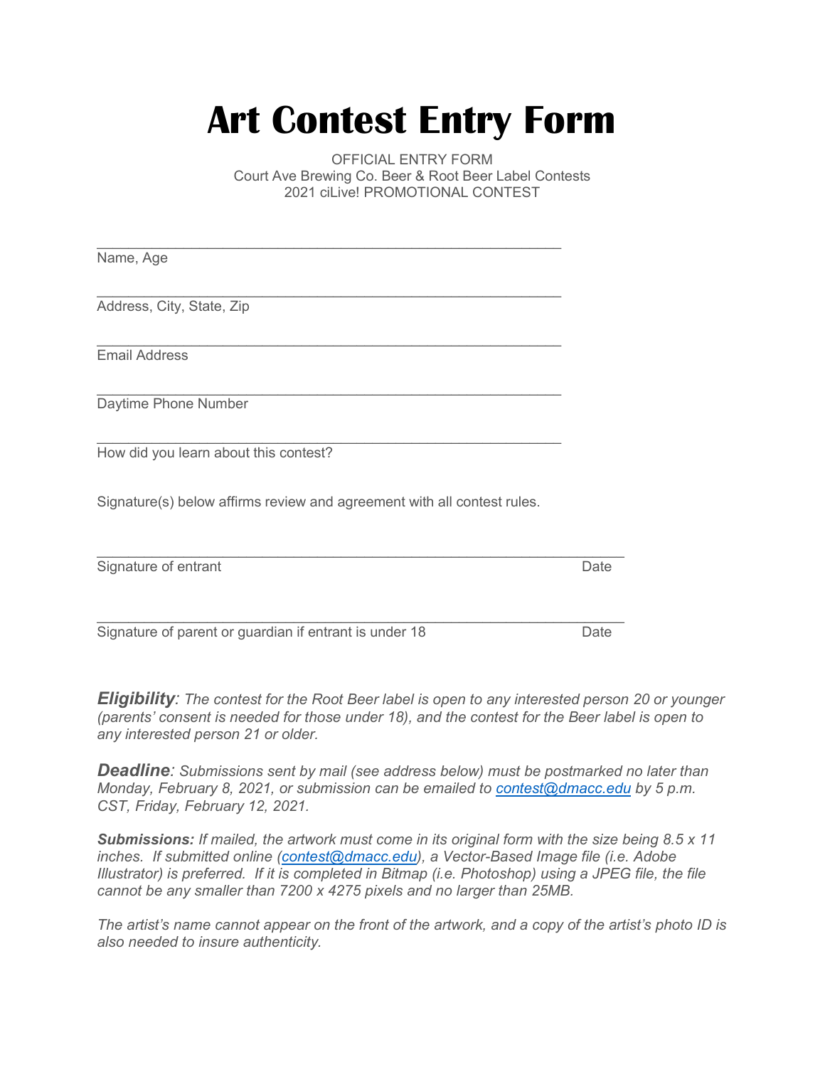# Art Contest Entry Form

OFFICIAL ENTRY FORM
Court Ave Brewing Co. Beer & Root Beer Label Contests
2021 ciLive! PROMOTIONAL CONTEST

______________________________________________________
Name, Age

______________________________________________________
Address, City, State, Zip

______________________________________________________
Email Address

______________________________________________________
Daytime Phone Number

______________________________________________________
How did you learn about this contest?

Signature(s) below affirms review and agreement with all contest rules.

______________________________________________________________
Signature of entrant                                                                                     Date

______________________________________________________________
Signature of parent or guardian if entrant is under 18                                  Date

***Eligibility**: The contest for the Root Beer label is open to any interested person 20 or younger (parents' consent is needed for those under 18), and the contest for the Beer label is open to any interested person 21 or older.*

***Deadline**: Submissions sent by mail (see address below) must be postmarked no later than Monday, February 8, 2021, or submission can be emailed to [contest@dmacc.edu](mailto:contest@dmacc.edu) by 5 p.m. CST, Friday, February 12, 2021.*

***Submissions:** If mailed, the artwork must come in its original form with the size being 8.5 x 11 inches. If submitted online ([contest@dmacc.edu](mailto:contest@dmacc.edu)), a Vector-Based Image file (i.e. Adobe Illustrator) is preferred. If it is completed in Bitmap (i.e. Photoshop) using a JPEG file, the file cannot be any smaller than 7200 x 4275 pixels and no larger than 25MB.*

*The artist's name cannot appear on the front of the artwork, and a copy of the artist's photo ID is also needed to insure authenticity.*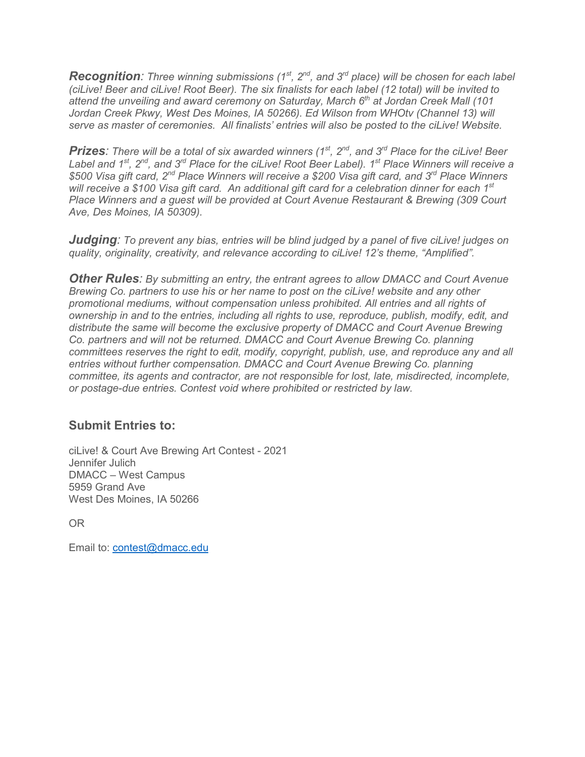***Recognition**: Three winning submissions (1st, 2nd, and 3rd place) will be chosen for each label (ciLive! Beer and ciLive! Root Beer). The six finalists for each label (12 total) will be invited to attend the unveiling and award ceremony on Saturday, March 6th at Jordan Creek Mall (101 Jordan Creek Pkwy, West Des Moines, IA 50266). Ed Wilson from WHOtv (Channel 13) will serve as master of ceremonies. All finalists' entries will also be posted to the ciLive! Website.*

***Prizes**: There will be a total of six awarded winners (1st, 2nd, and 3rd Place for the ciLive! Beer Label and 1st, 2nd, and 3rd Place for the ciLive! Root Beer Label). 1st Place Winners will receive a $500 Visa gift card, 2nd Place Winners will receive a $200 Visa gift card, and 3rd Place Winners will receive a $100 Visa gift card. An additional gift card for a celebration dinner for each 1st Place Winners and a guest will be provided at Court Avenue Restaurant & Brewing (309 Court Ave, Des Moines, IA 50309).*

***Judging**: To prevent any bias, entries will be blind judged by a panel of five ciLive! judges on quality, originality, creativity, and relevance according to ciLive! 12's theme, "Amplified".*

***Other Rules**: By submitting an entry, the entrant agrees to allow DMACC and Court Avenue Brewing Co. partners to use his or her name to post on the ciLive! website and any other promotional mediums, without compensation unless prohibited. All entries and all rights of ownership in and to the entries, including all rights to use, reproduce, publish, modify, edit, and distribute the same will become the exclusive property of DMACC and Court Avenue Brewing Co. partners and will not be returned. DMACC and Court Avenue Brewing Co. planning committees reserves the right to edit, modify, copyright, publish, use, and reproduce any and all entries without further compensation. DMACC and Court Avenue Brewing Co. planning committee, its agents and contractor, are not responsible for lost, late, misdirected, incomplete, or postage-due entries. Contest void where prohibited or restricted by law.*

## Submit Entries to:

ciLive! & Court Ave Brewing Art Contest - 2021
Jennifer Julich
DMACC – West Campus
5959 Grand Ave
West Des Moines, IA 50266

OR

Email to: contest@dmacc.edu